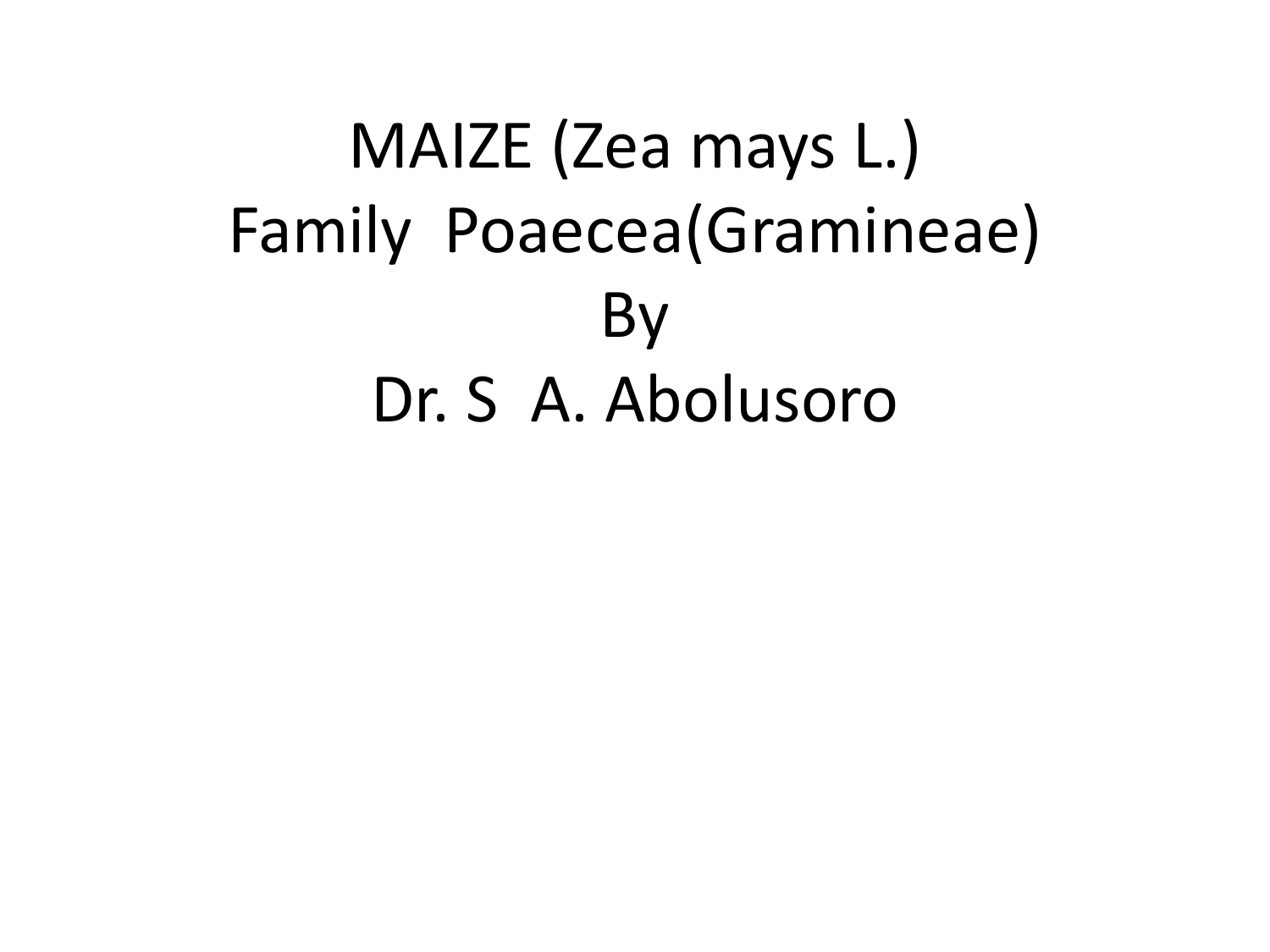# MAIZE (Zea mays L.)

## Family Poaecea(Gramineae)

By

Dr. S A. Abolusoro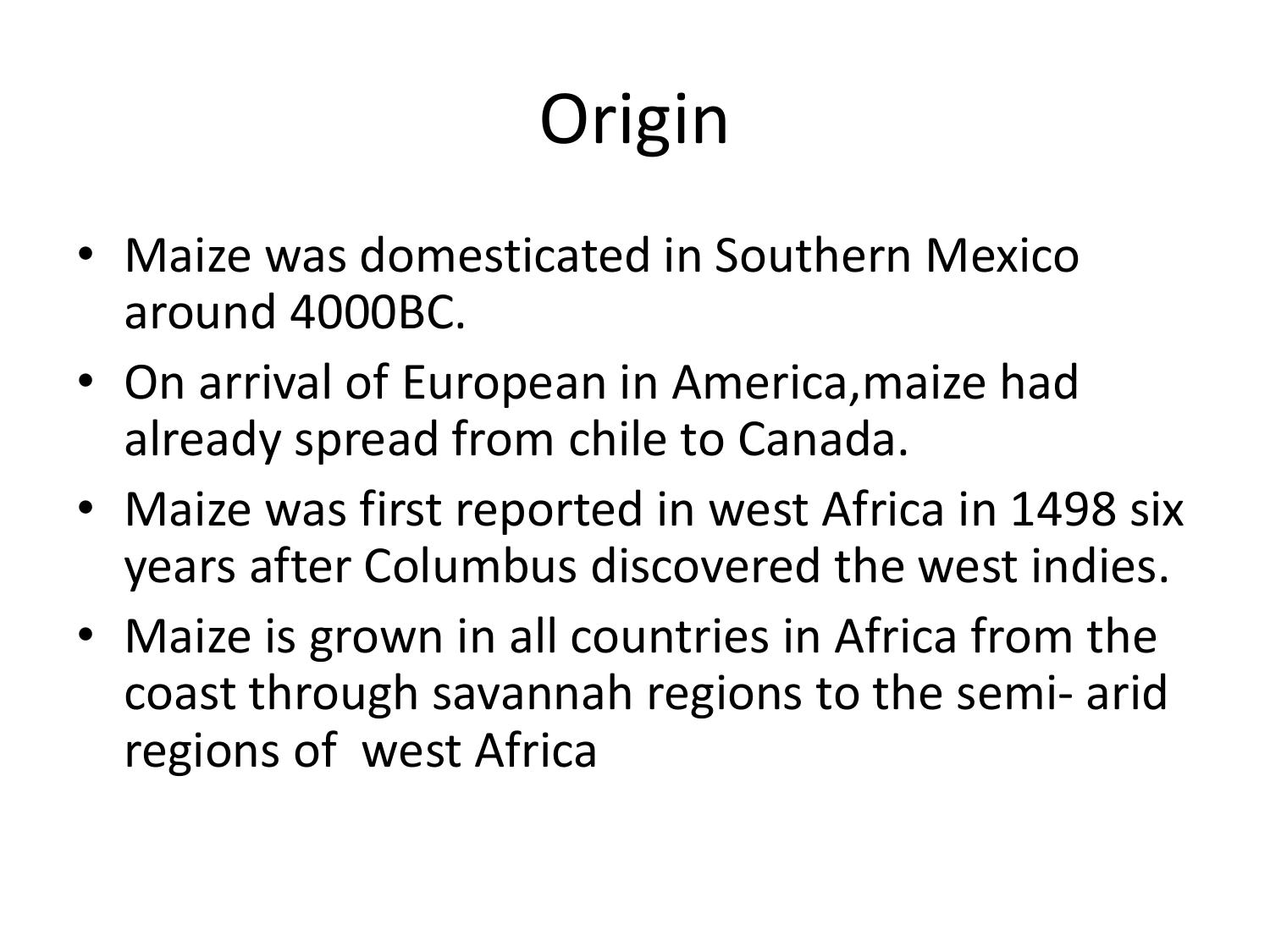# Origin

- Maize was domesticated in Southern Mexico around 4000BC.
- On arrival of European in America,maize had already spread from chile to Canada.
- Maize was first reported in west Africa in 1498 six years after Columbus discovered the west indies.
- Maize is grown in all countries in Africa from the coast through savannah regions to the semi- arid regions of west Africa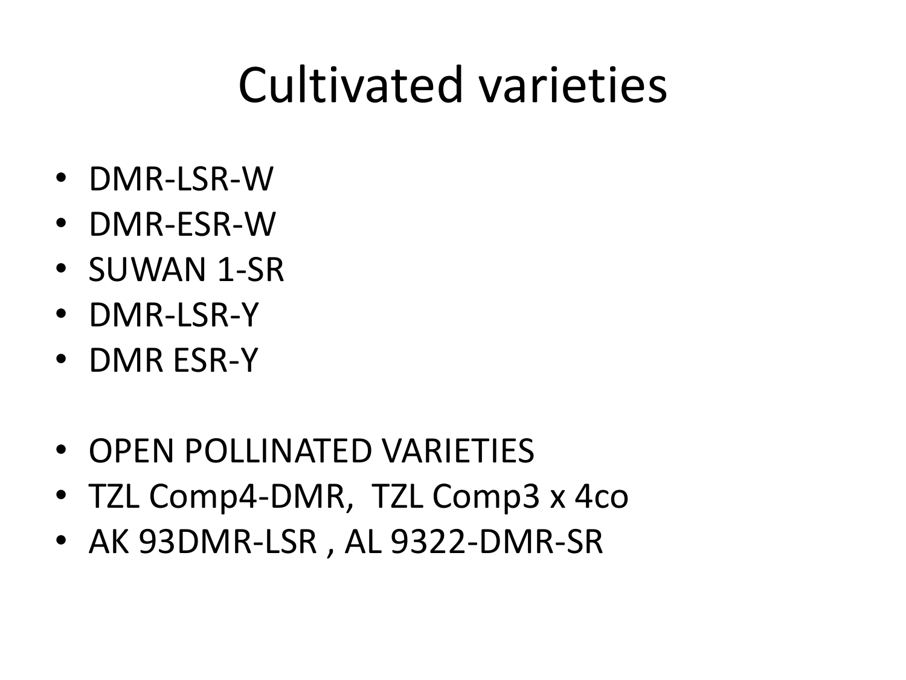# Cultivated varieties

- DMR-LSR-W
- DMR-ESR-W
- SUWAN 1-SR
- DMR-LSR-Y
- DMR ESR-Y

- OPEN POLLINATED VARIETIES
- TZL Comp4-DMR,  TZL Comp3 x 4co
- AK 93DMR-LSR , AL 9322-DMR-SR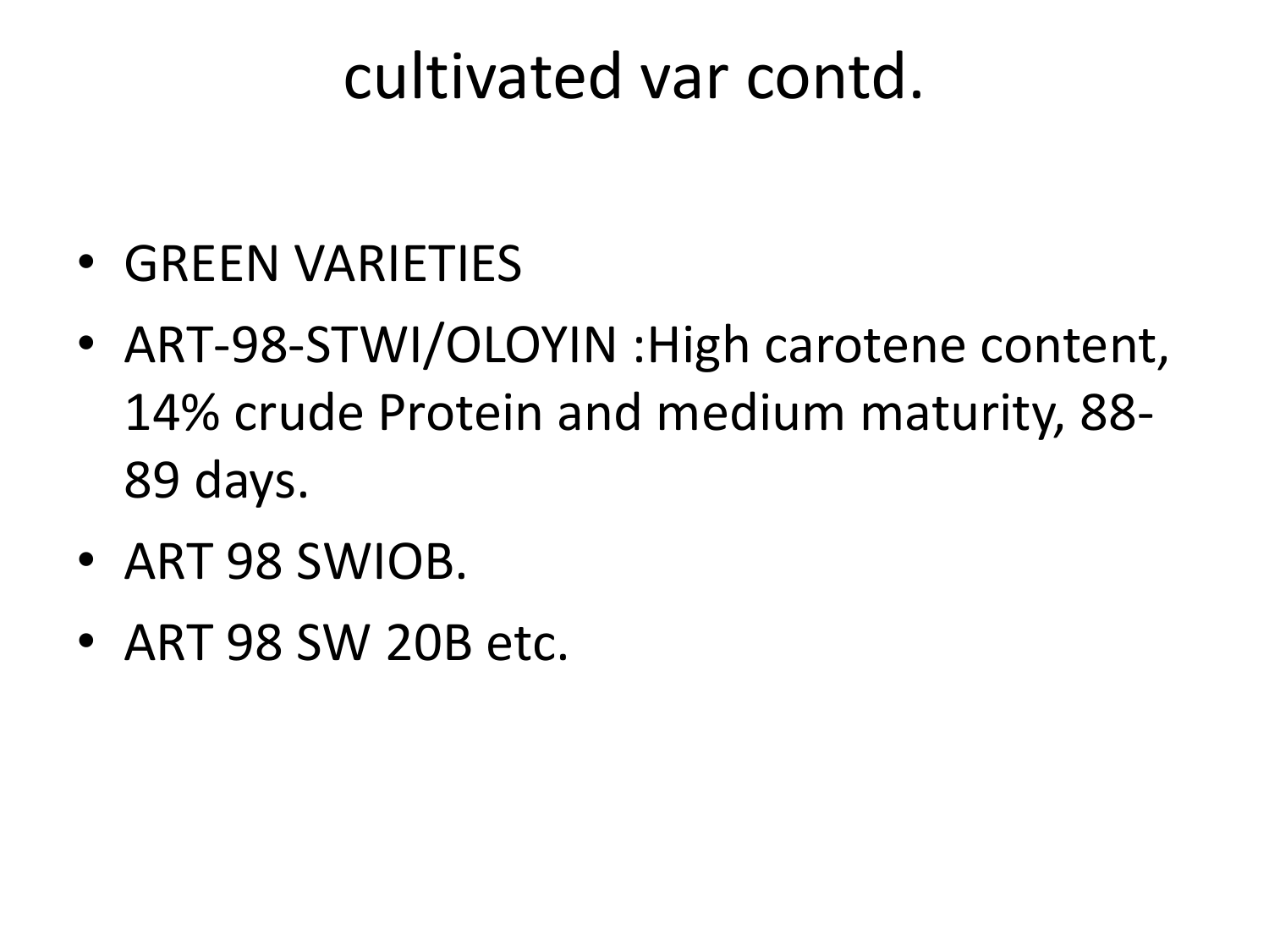# cultivated var contd.

- GREEN VARIETIES
- ART-98-STWI/OLOYIN :High carotene content, 14% crude Protein and medium maturity, 88-89 days.
- ART 98 SWIOB.
- ART 98 SW 20B etc.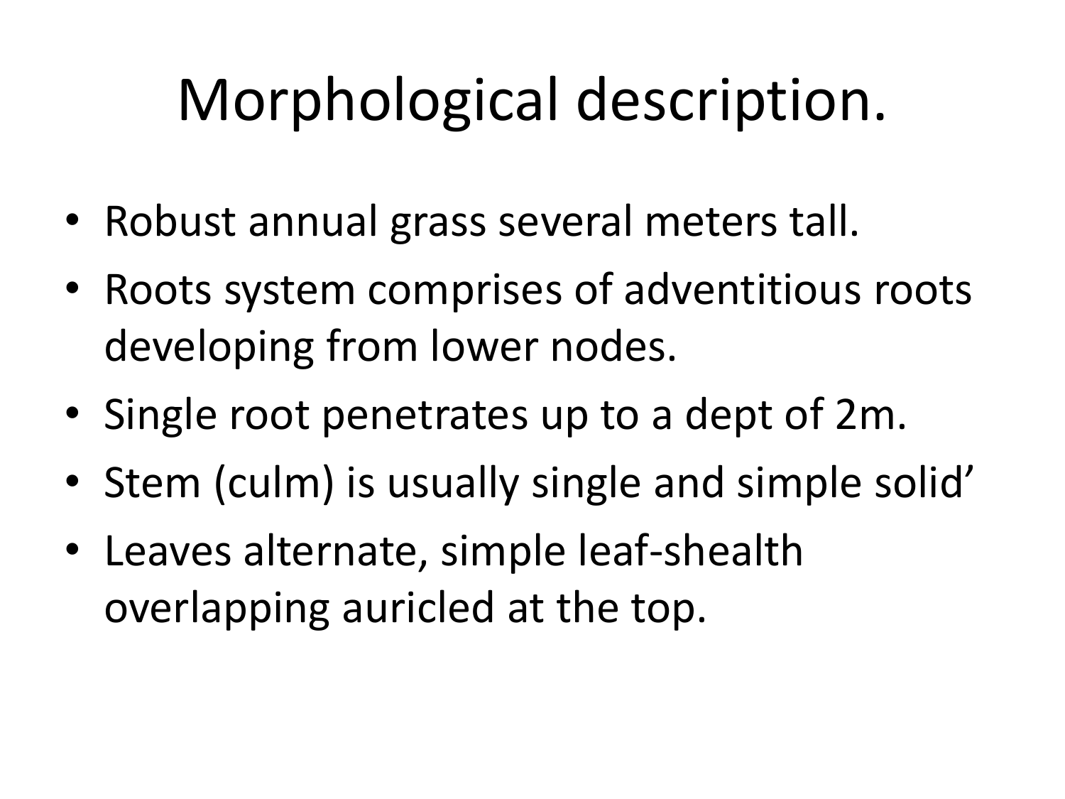# Morphological description.

- Robust annual grass several meters tall.
- Roots system comprises of adventitious roots developing from lower nodes.
- Single root penetrates up to a dept of 2m.
- Stem (culm) is usually single and simple solid’
- Leaves alternate, simple leaf-shealth overlapping auricled at the top.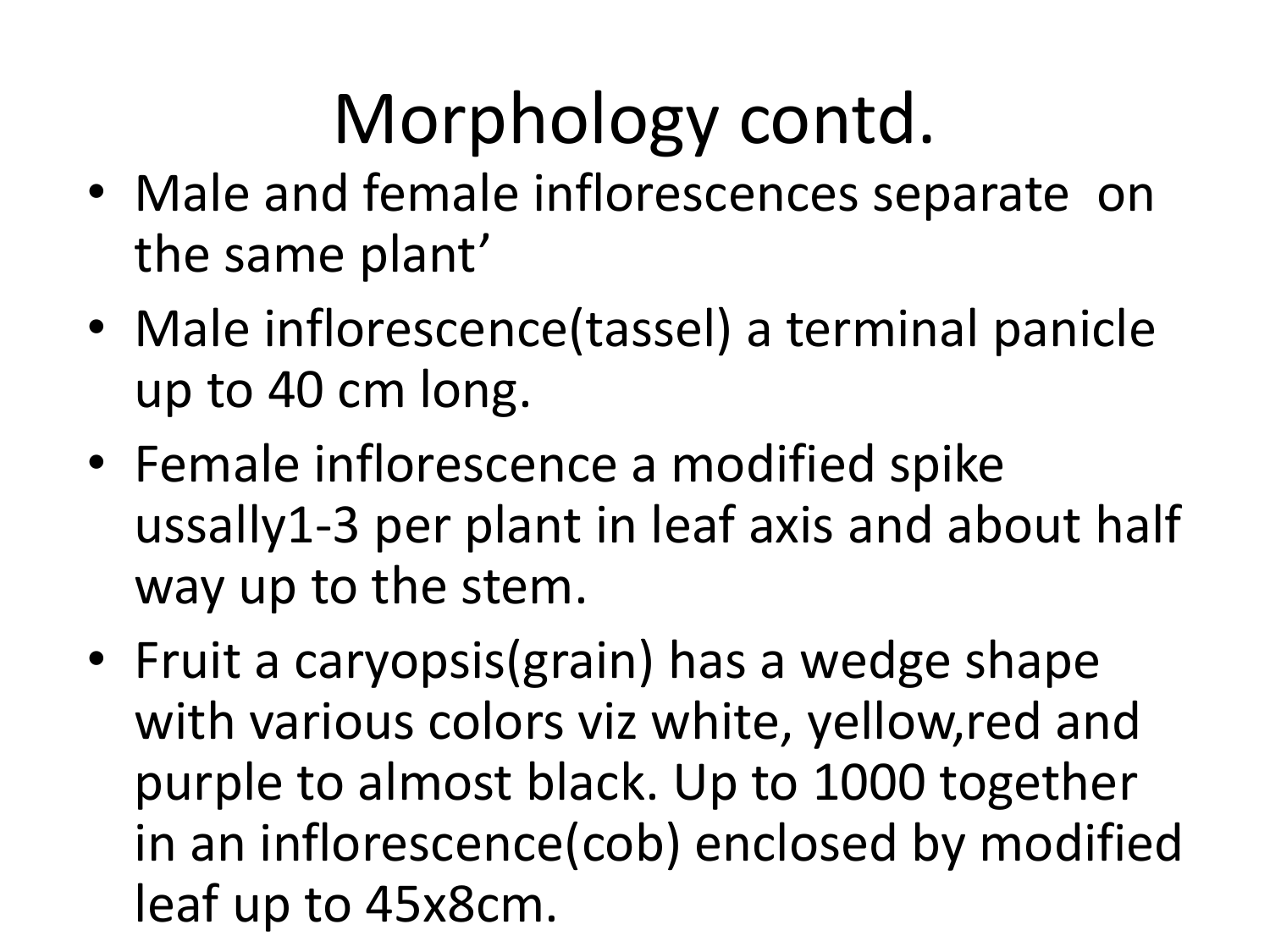# Morphology contd.

- Male and female inflorescences separate  on the same plant'
- Male inflorescence(tassel) a terminal panicle up to 40 cm long.
- Female inflorescence a modified spike ussally1-3 per plant in leaf axis and about half way up to the stem.
- Fruit a caryopsis(grain) has a wedge shape with various colors viz white, yellow,red and purple to almost black. Up to 1000 together in an inflorescence(cob) enclosed by modified leaf up to 45x8cm.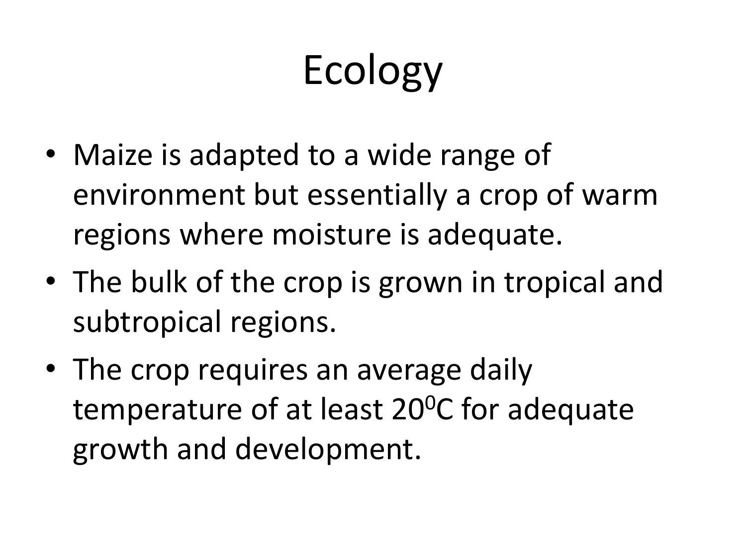# Ecology

- Maize is adapted to a wide range of environment but essentially a crop of warm regions where moisture is adequate.
- The bulk of the crop is grown in tropical and subtropical regions.
- The crop requires an average daily temperature of at least $20^0$C for adequate growth and development.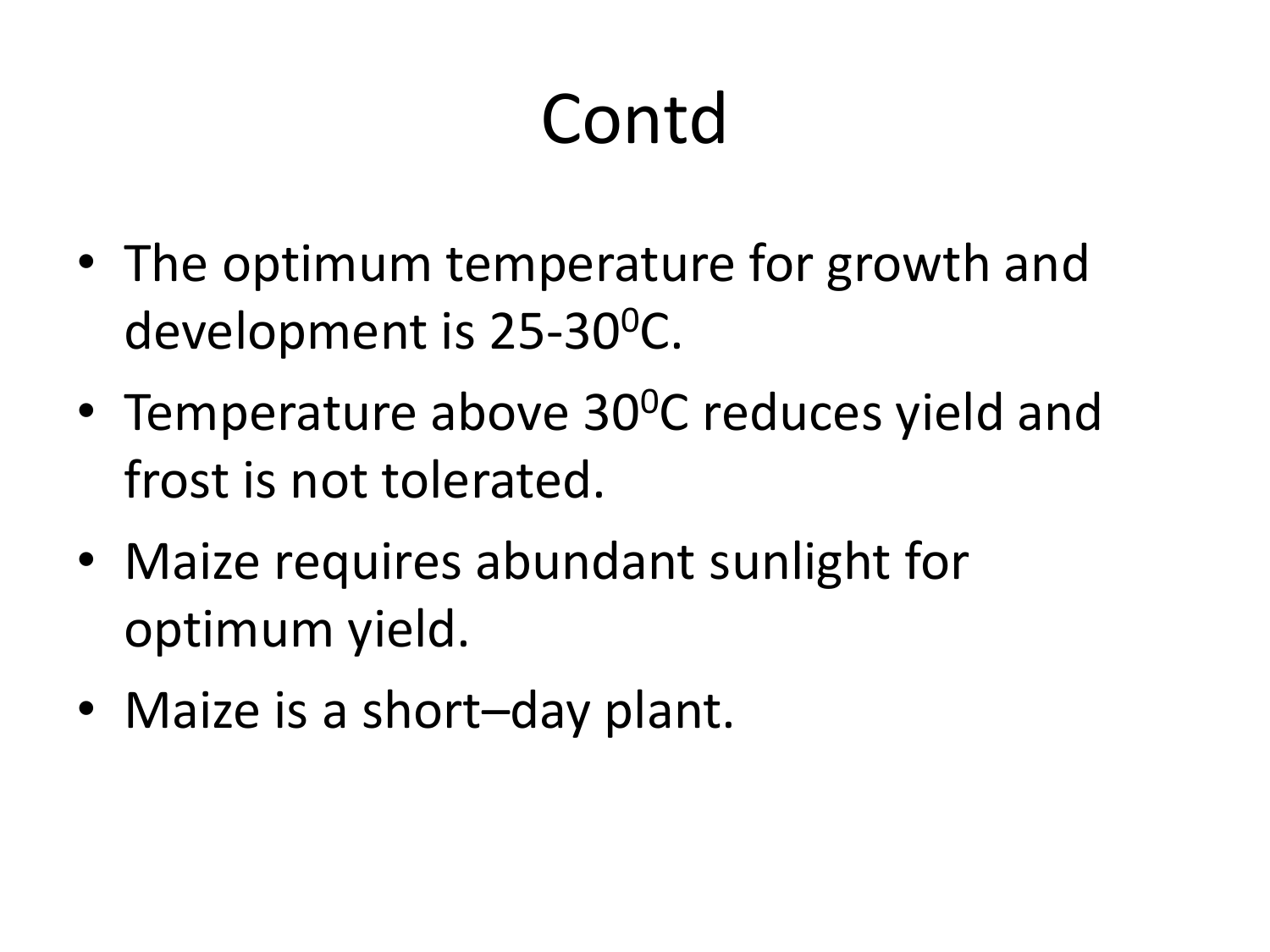# Contd

- The optimum temperature for growth and development is 25-30$^0$C.
- Temperature above 30$^0$C reduces yield and frost is not tolerated.
- Maize requires abundant sunlight for optimum yield.
- Maize is a short–day plant.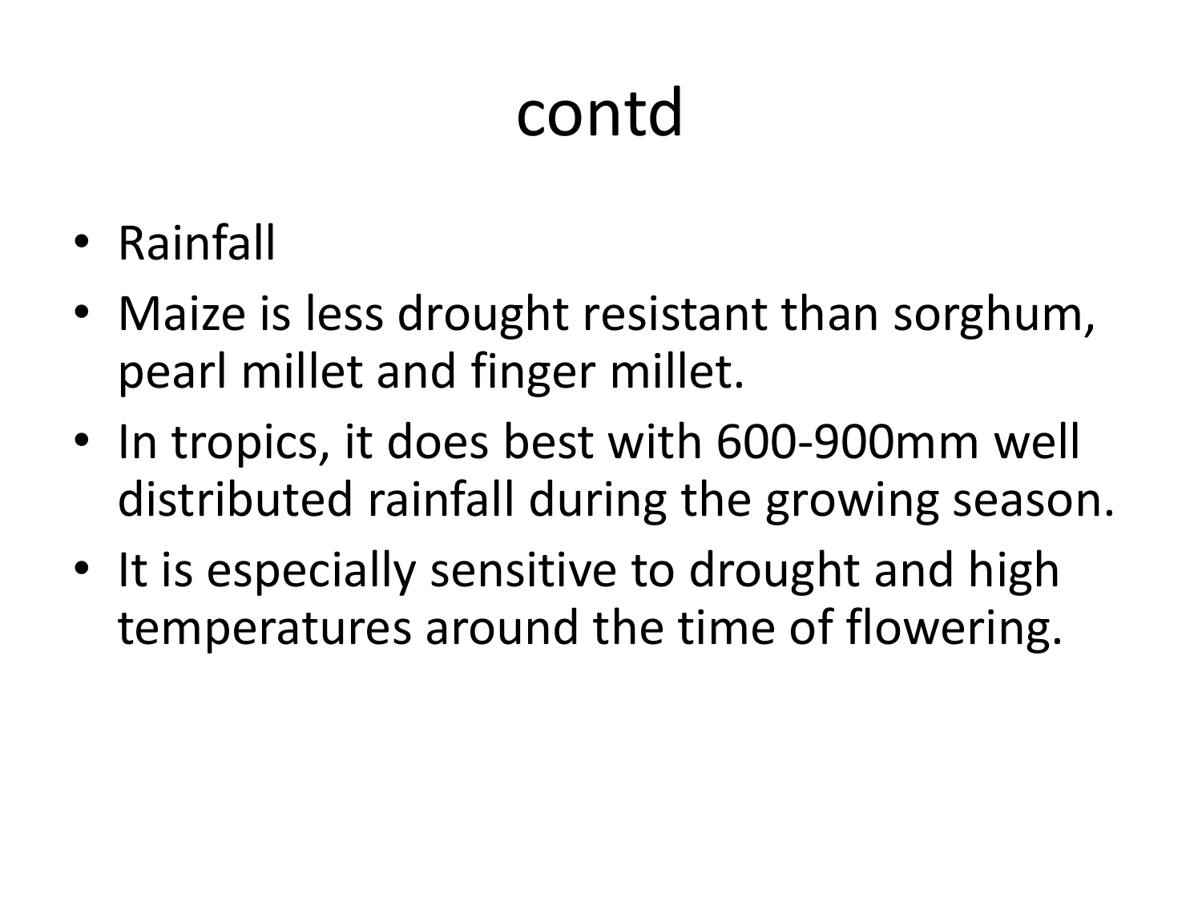# contd

- Rainfall
- Maize is less drought resistant than sorghum, pearl millet and finger millet.
- In tropics, it does best with 600-900mm well distributed rainfall during the growing season.
- It is especially sensitive to drought and high temperatures around the time of flowering.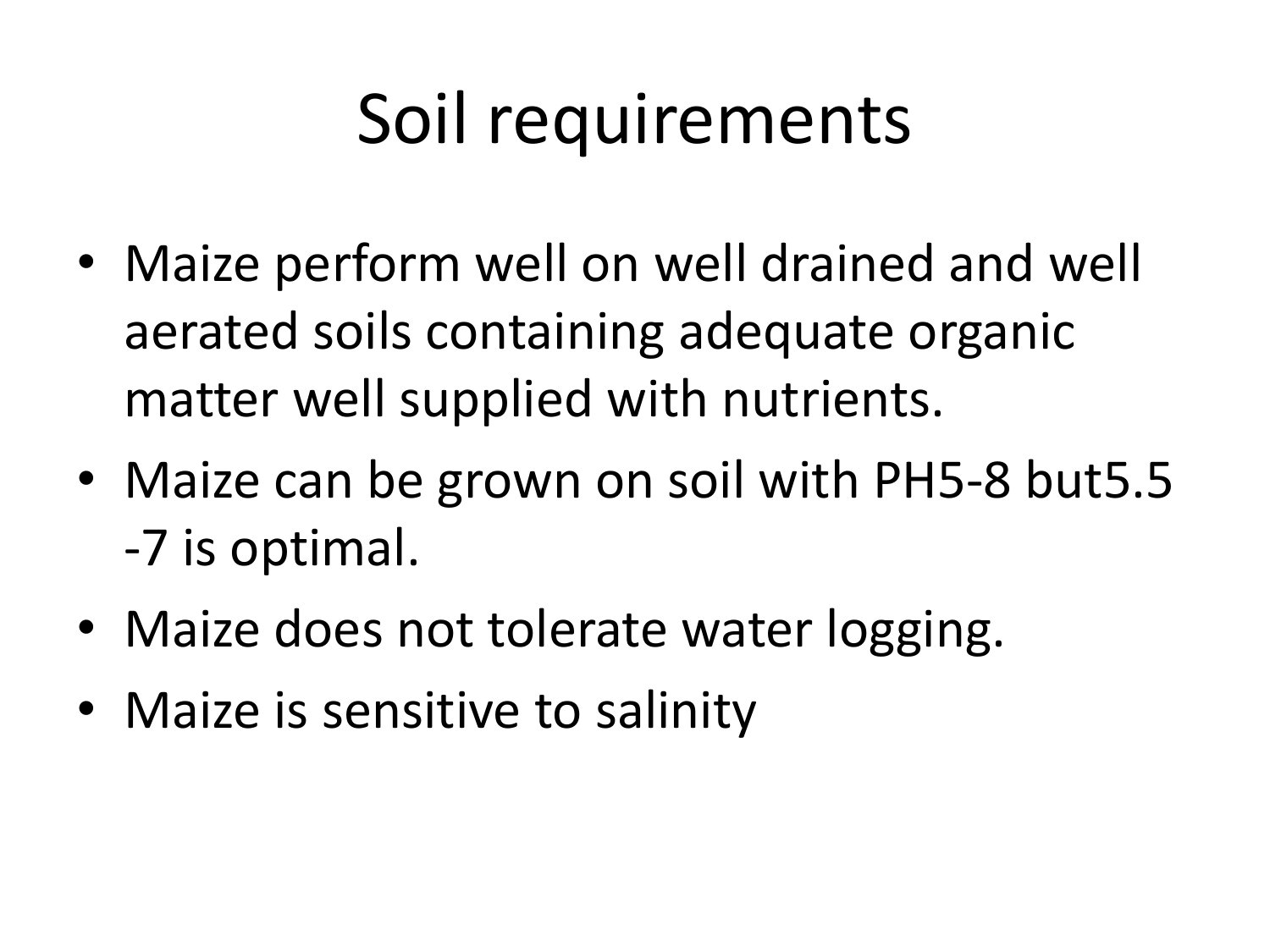# Soil requirements

- Maize perform well on well drained and well aerated soils containing adequate organic matter well supplied with nutrients.
- Maize can be grown on soil with PH5-8 but5.5 -7 is optimal.
- Maize does not tolerate water logging.
- Maize is sensitive to salinity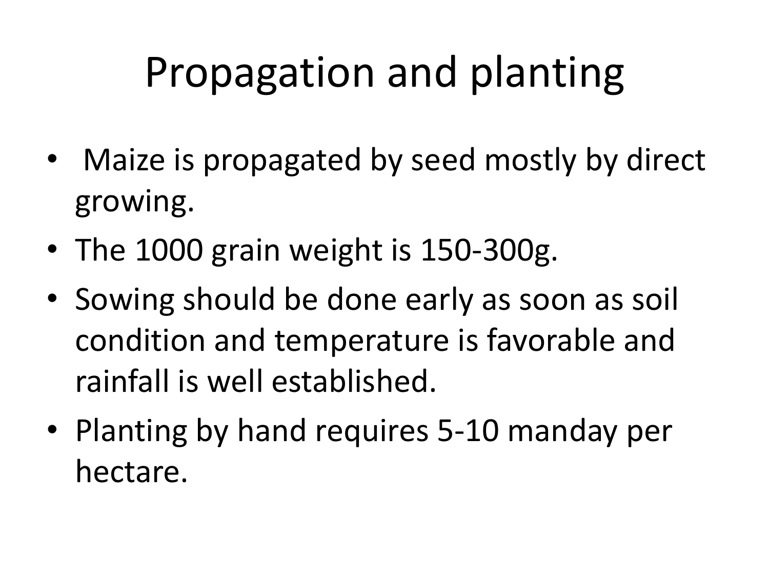# Propagation and planting

- Maize is propagated by seed mostly by direct growing.
- The 1000 grain weight is 150-300g.
- Sowing should be done early as soon as soil condition and temperature is favorable and rainfall is well established.
- Planting by hand requires 5-10 manday per hectare.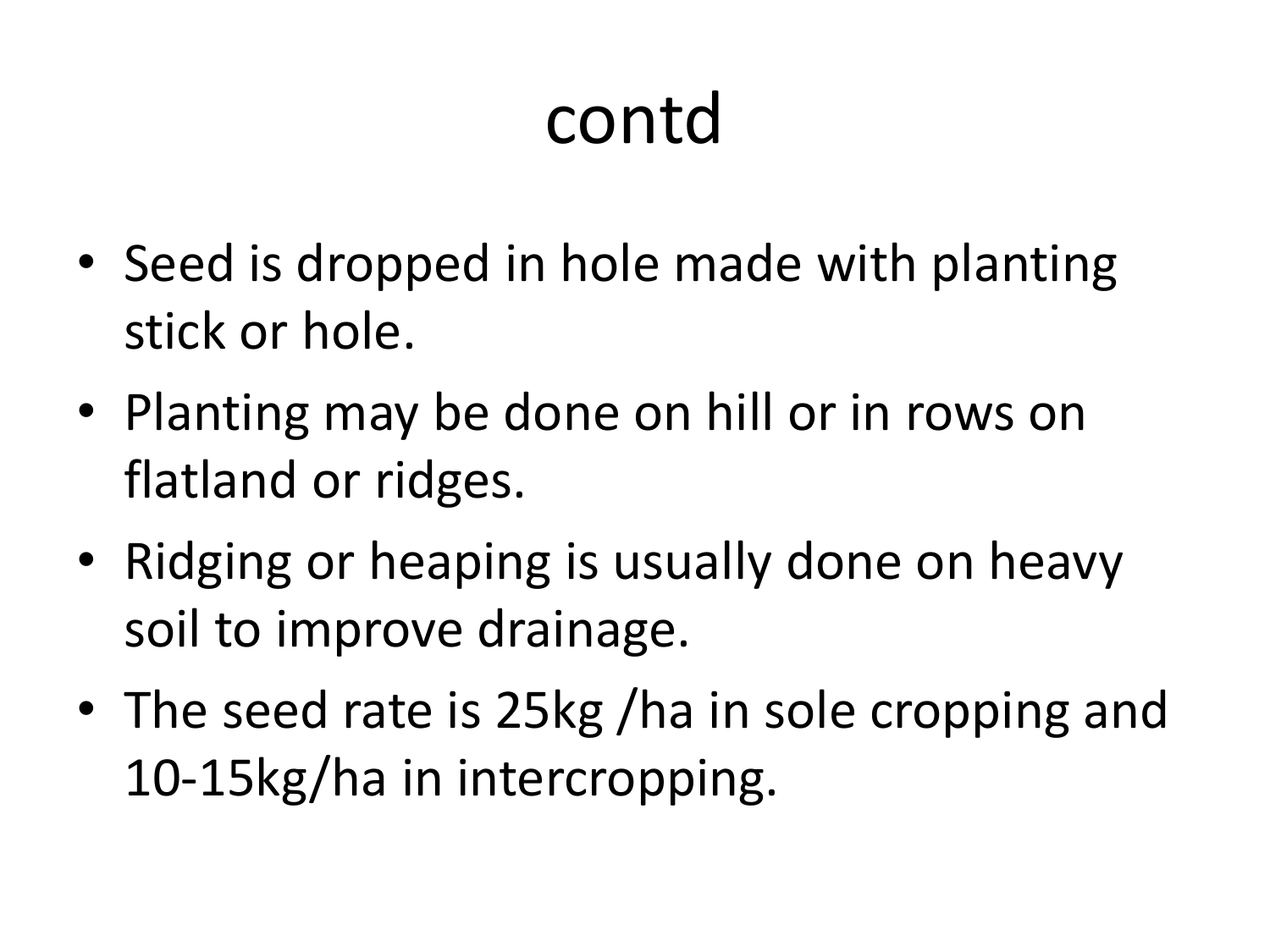# contd

- Seed is dropped in hole made with planting stick or hole.
- Planting may be done on hill or in rows on flatland or ridges.
- Ridging or heaping is usually done on heavy soil to improve drainage.
- The seed rate is 25kg /ha in sole cropping and 10-15kg/ha in intercropping.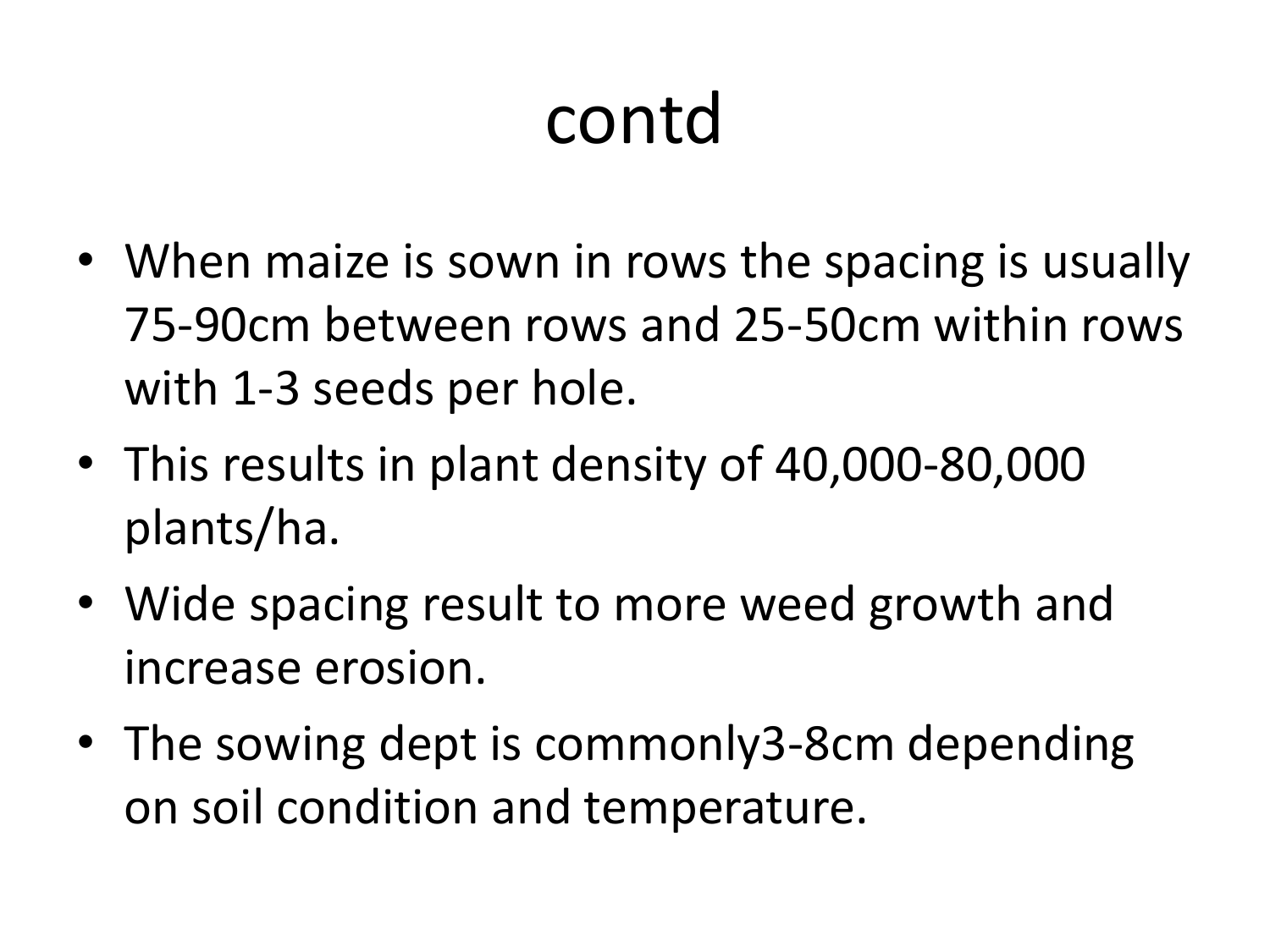# contd

- When maize is sown in rows the spacing is usually 75-90cm between rows and 25-50cm within rows with 1-3 seeds per hole.
- This results in plant density of 40,000-80,000 plants/ha.
- Wide spacing result to more weed growth and increase erosion.
- The sowing dept is commonly3-8cm depending on soil condition and temperature.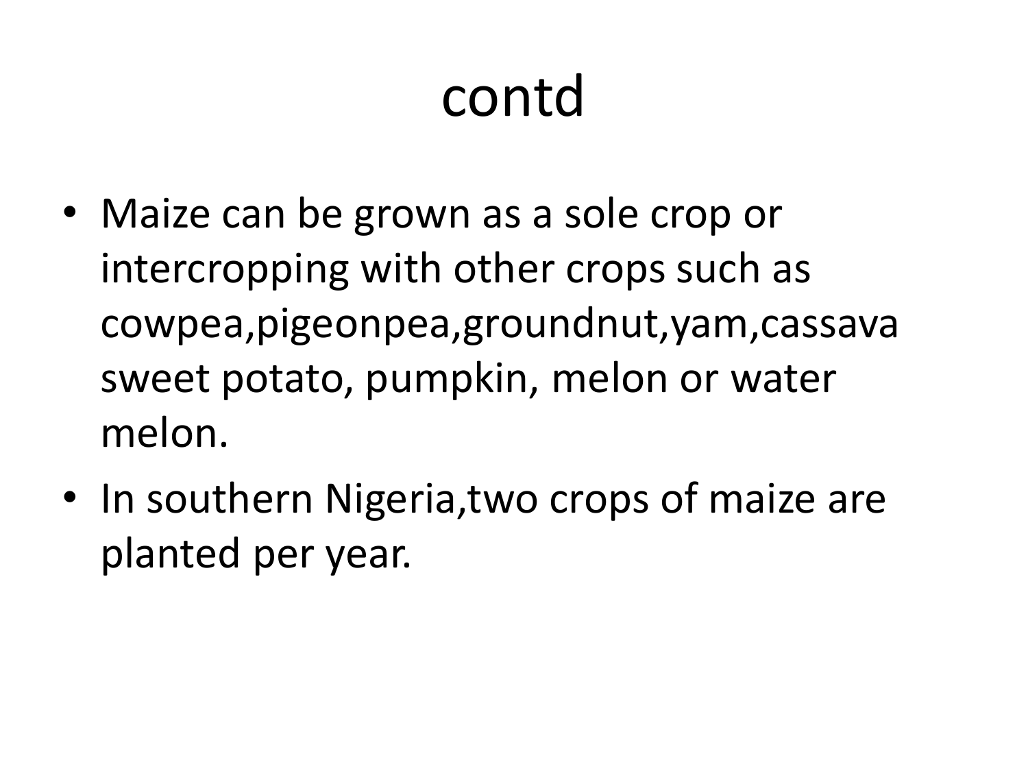# contd

- Maize can be grown as a sole crop or intercropping with other crops such as cowpea,pigeonpea,groundnut,yam,cassava sweet potato, pumpkin, melon or water melon.
- In southern Nigeria,two crops of maize are planted per year.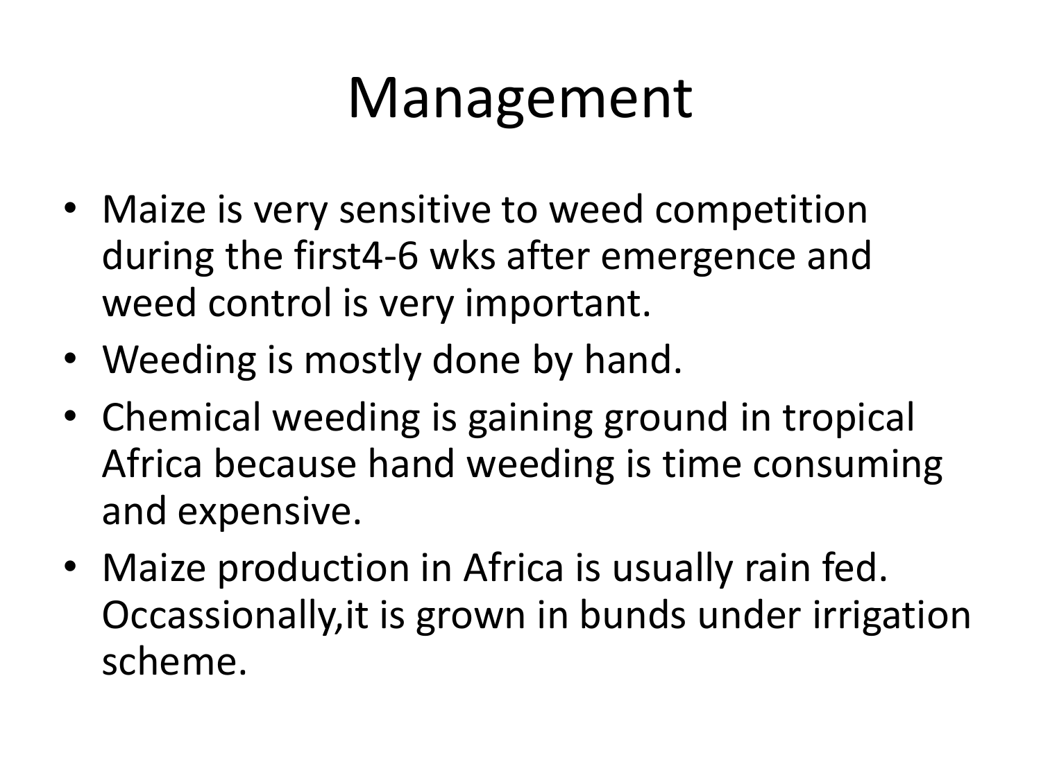# Management

- Maize is very sensitive to weed competition during the first4-6 wks after emergence and weed control is very important.
- Weeding is mostly done by hand.
- Chemical weeding is gaining ground in tropical Africa because hand weeding is time consuming and expensive.
- Maize production in Africa is usually rain fed. Occassionally,it is grown in bunds under irrigation scheme.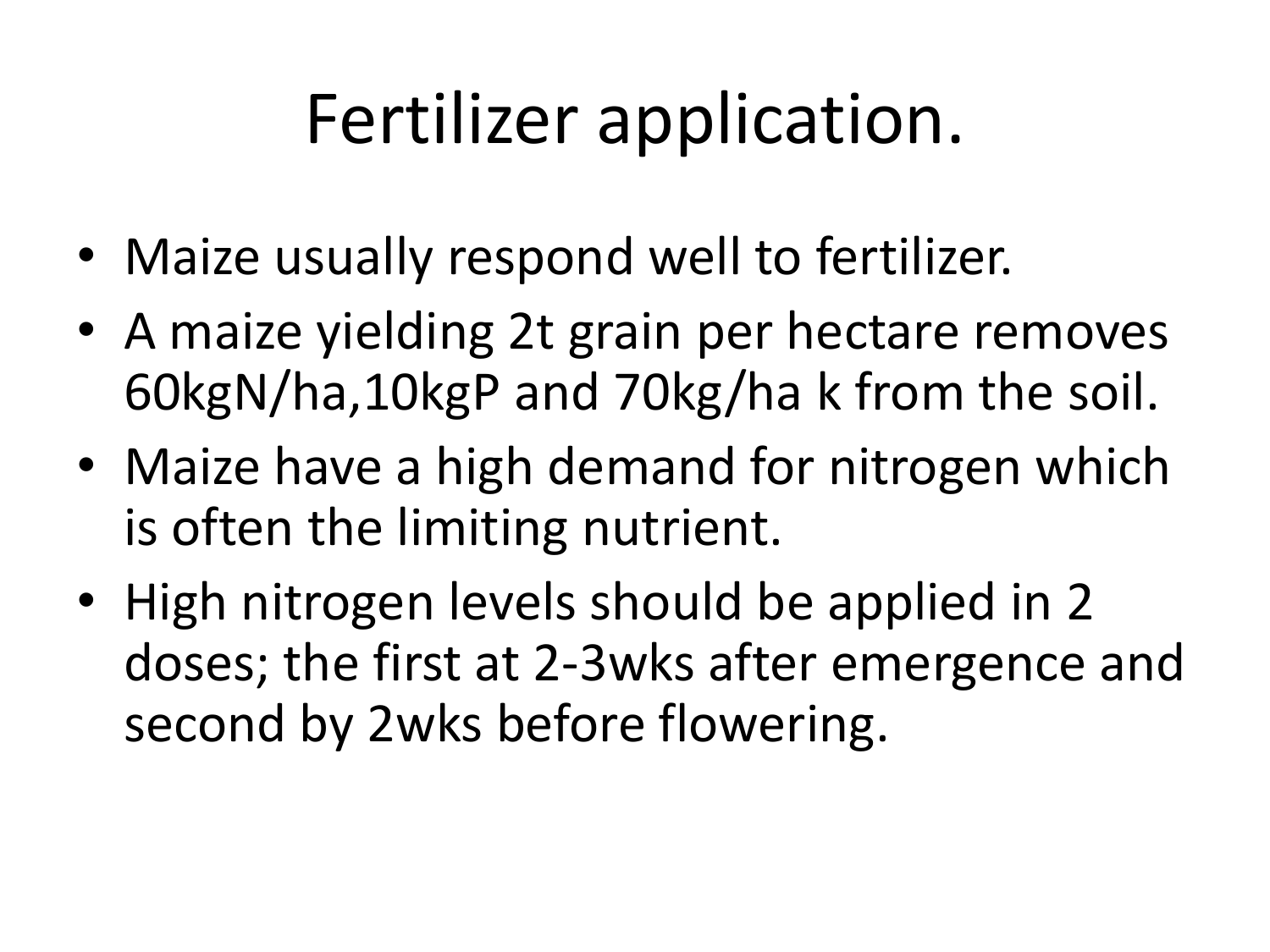# Fertilizer application.

- Maize usually respond well to fertilizer.
- A maize yielding 2t grain per hectare removes 60kgN/ha,10kgP and 70kg/ha k from the soil.
- Maize have a high demand for nitrogen which is often the limiting nutrient.
- High nitrogen levels should be applied in 2 doses; the first at 2-3wks after emergence and second by 2wks before flowering.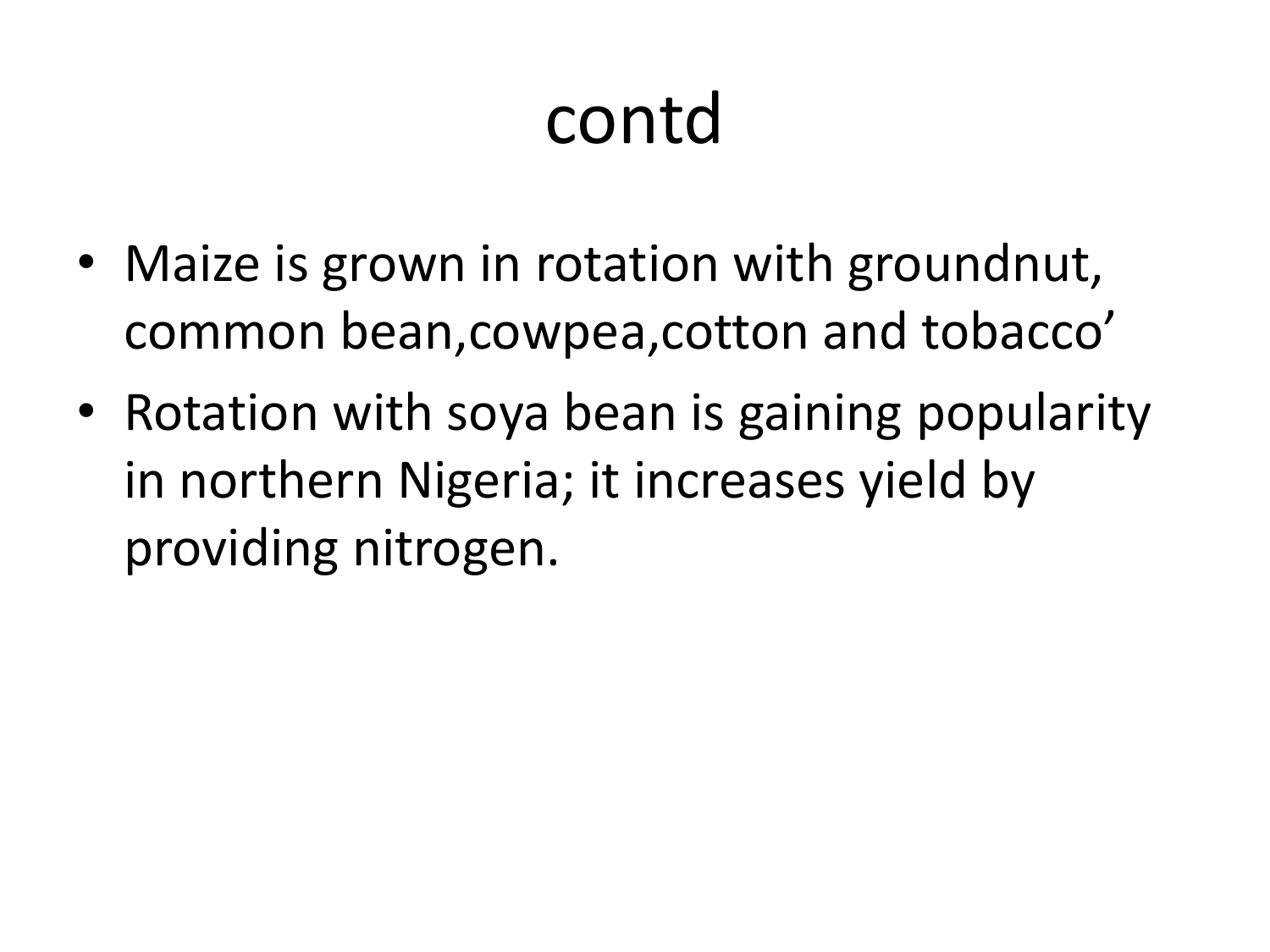# contd

- Maize is grown in rotation with groundnut, common bean,cowpea,cotton and tobacco’
- Rotation with soya bean is gaining popularity in northern Nigeria; it increases yield by providing nitrogen.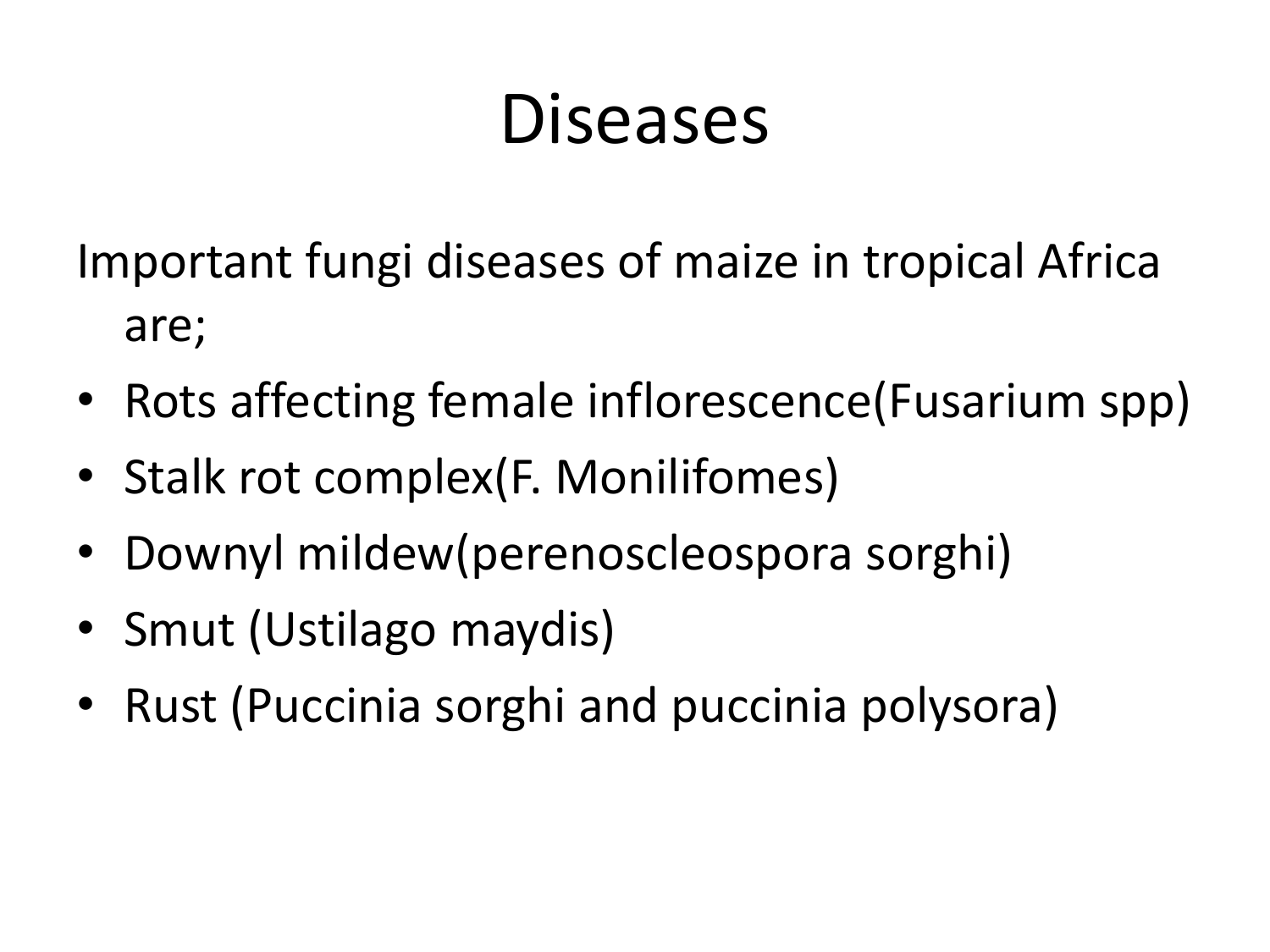# Diseases

Important fungi diseases of maize in tropical Africa are;

- Rots affecting female inflorescence(Fusarium spp)
- Stalk rot complex(F. Monilifomes)
- Downyl mildew(perenoscleospora sorghi)
- Smut (Ustilago maydis)
- Rust (Puccinia sorghi and puccinia polysora)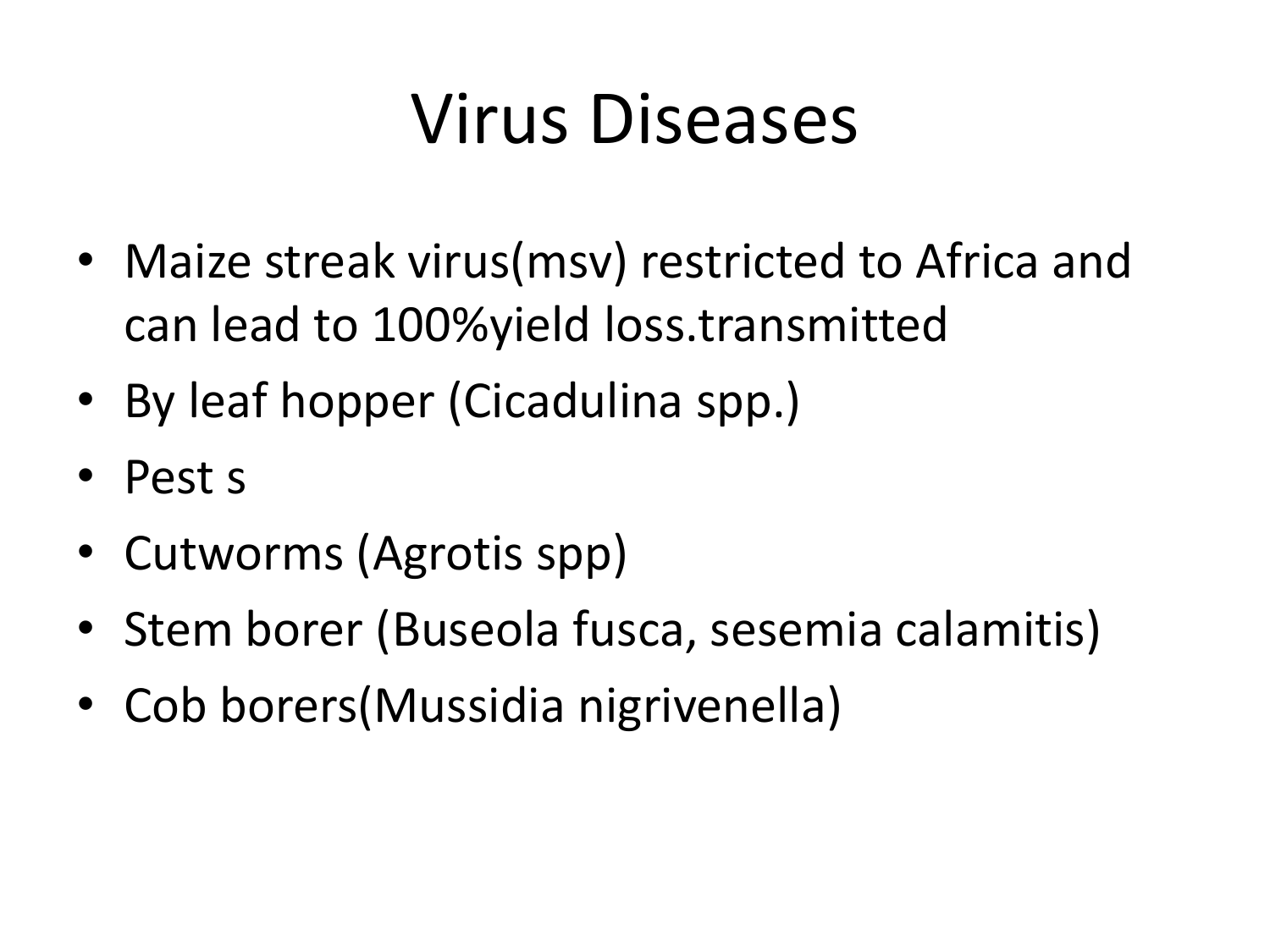# Virus Diseases

- Maize streak virus(msv) restricted to Africa and can lead to 100%yield loss.transmitted
- By leaf hopper (Cicadulina spp.)
- Pest s
- Cutworms (Agrotis spp)
- Stem borer (Buseola fusca, sesemia calamitis)
- Cob borers(Mussidia nigrivenella)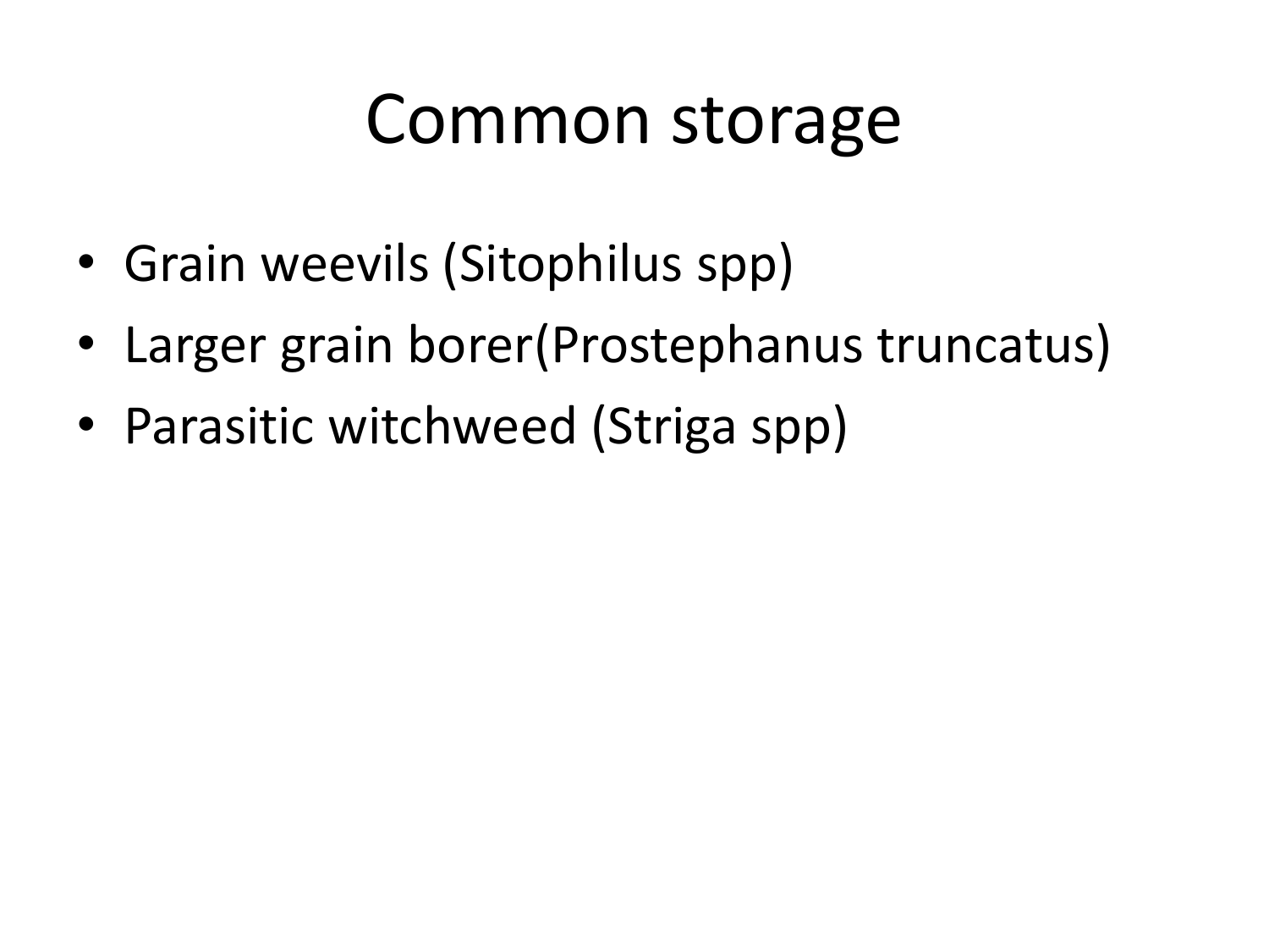# Common storage

- Grain weevils (Sitophilus spp)
- Larger grain borer(Prostephanus truncatus)
- Parasitic witchweed (Striga spp)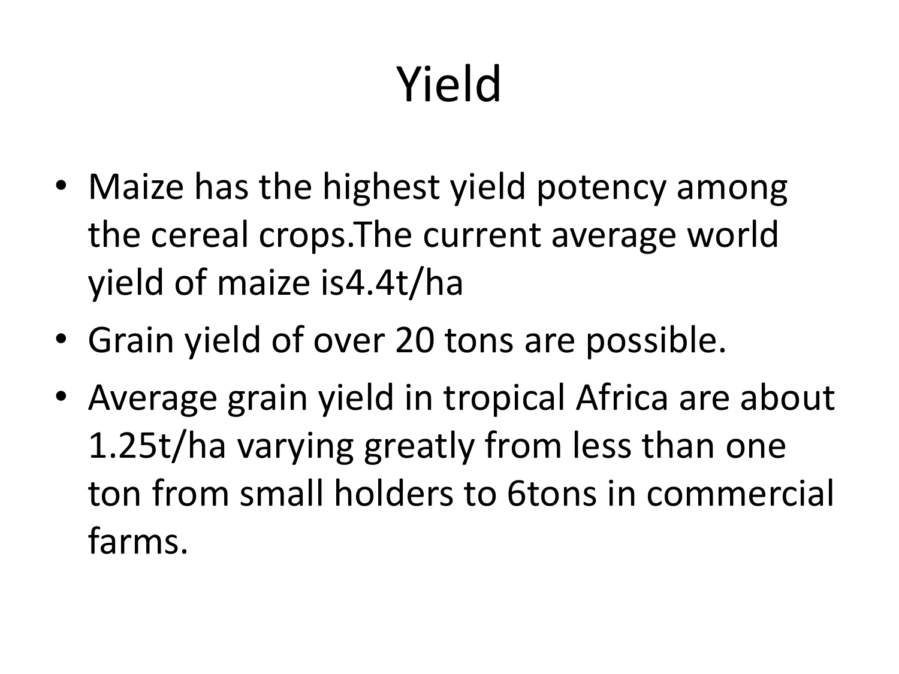# Yield

- Maize has the highest yield potency among the cereal crops.The current average world yield of maize is4.4t/ha
- Grain yield of over 20 tons are possible.
- Average grain yield in tropical Africa are about 1.25t/ha varying greatly from less than one ton from small holders to 6tons in commercial farms.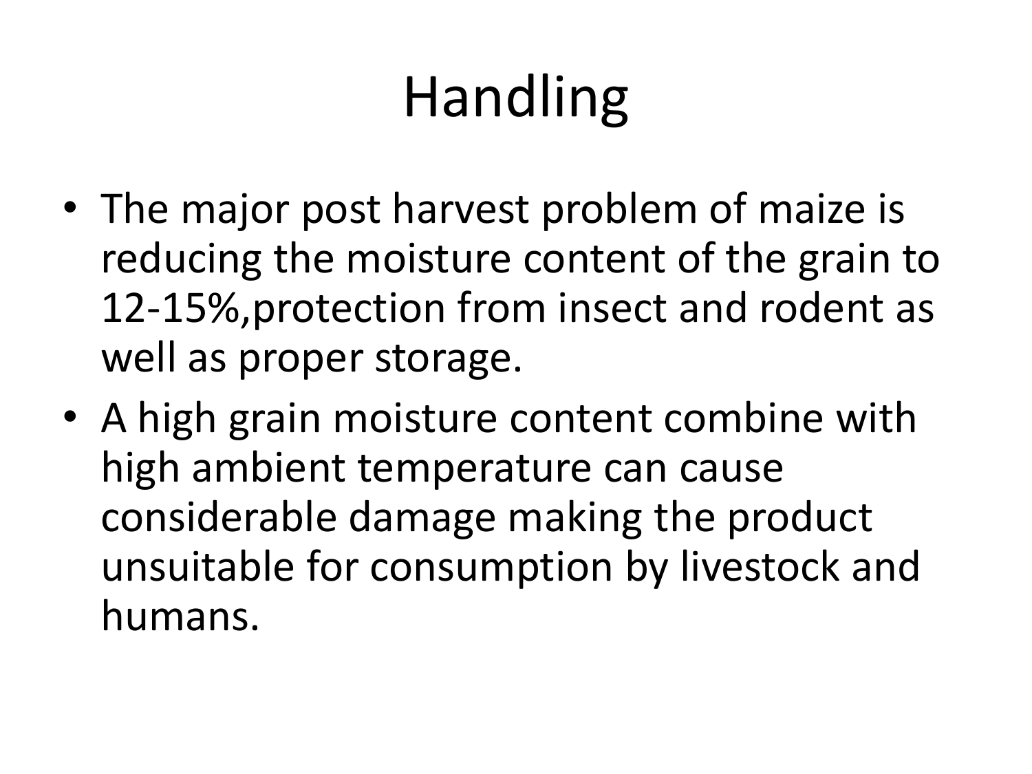# Handling

- The major post harvest problem of maize is reducing the moisture content of the grain to 12-15%,protection from insect and rodent as well as proper storage.
- A high grain moisture content combine with high ambient temperature can cause considerable damage making the product unsuitable for consumption by livestock and humans.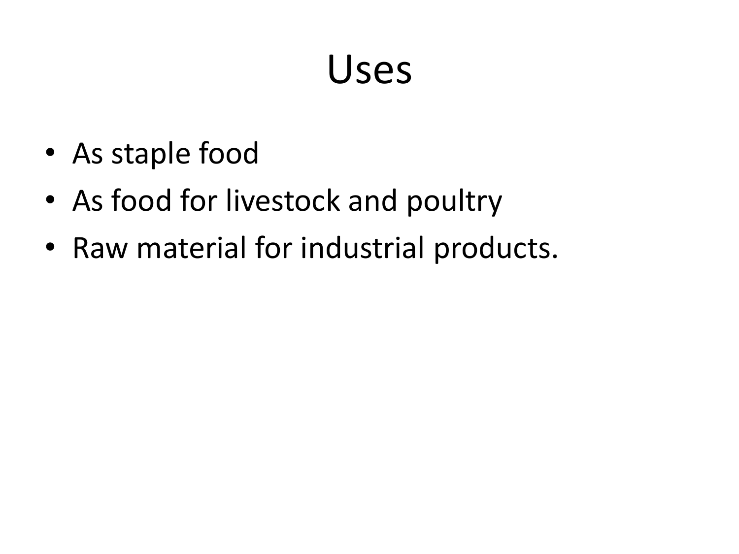# Uses

- As staple food
- As food for livestock and poultry
- Raw material for industrial products.